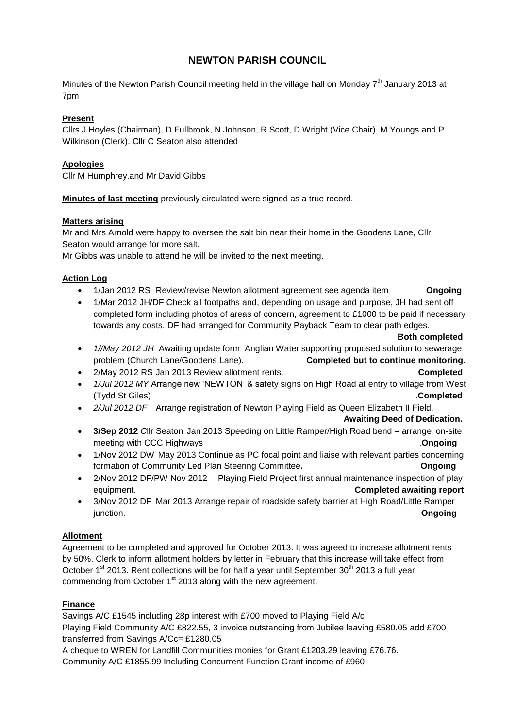# NEWTON PARISH COUNCIL

Minutes of the Newton Parish Council meeting held in the village hall on Monday 7th January 2013 at 7pm

**Present**

Cllrs J Hoyles (Chairman), D Fullbrook, N Johnson, R Scott, D Wright (Vice Chair), M Youngs and P Wilkinson (Clerk). Cllr C Seaton also attended

**Apologies**

Cllr M Humphrey.and Mr David Gibbs

**Minutes of last meeting** previously circulated were signed as a true record.

**Matters arising**

Mr and Mrs Arnold were happy to oversee the salt bin near their home in the Goodens Lane, Cllr Seaton would arrange for more salt.

Mr Gibbs was unable to attend he will be invited to the next meeting.

**Action Log**

- 1/Jan 2012 RS Review/revise Newton allotment agreement see agenda item **Ongoing**
- 1/Mar 2012 JH/DF Check all footpaths and, depending on usage and purpose, JH had sent off completed form including photos of areas of concern, agreement to £1000 to be paid if necessary towards any costs. DF had arranged for Community Payback Team to clear path edges. **Both completed**
- *1//May 2012 JH* Awaiting update form Anglian Water supporting proposed solution to sewerage problem (Church Lane/Goodens Lane). **Completed but to continue monitoring.**
- 2/May 2012 RS Jan 2013 Review allotment rents. **Completed**
- *1/Jul 2012 MY* Arrange new 'NEWTON' & safety signs on High Road at entry to village from West (Tydd St Giles) .**Completed**
- *2/Jul 2012 DF* Arrange registration of Newton Playing Field as Queen Elizabeth II Field. **Awaiting Deed of Dedication.**
- **3/Sep 2012** Cllr Seaton Jan 2013 Speeding on Little Ramper/High Road bend – arrange on-site meeting with CCC Highways .**Ongoing**
- 1/Nov 2012 DW May 2013 Continue as PC focal point and liaise with relevant parties concerning formation of Community Led Plan Steering Committee**.** **Ongoing**
- 2/Nov 2012 DF/PW Nov 2012 Playing Field Project first annual maintenance inspection of play equipment. **Completed awaiting report**
- 3/Nov 2012 DF Mar 2013 Arrange repair of roadside safety barrier at High Road/Little Ramper junction. **Ongoing**

**Allotment**

Agreement to be completed and approved for October 2013. It was agreed to increase allotment rents by 50%. Clerk to inform allotment holders by letter in February that this increase will take effect from October 1st 2013. Rent collections will be for half a year until September 30th 2013 a full year commencing from October 1st 2013 along with the new agreement.

**Finance**

Savings A/C £1545 including 28p interest with £700 moved to Playing Field A/c

Playing Field Community A/C £822.55, 3 invoice outstanding from Jubilee leaving £580.05 add £700 transferred from Savings A/Cc= £1280.05

A cheque to WREN for Landfill Communities monies for Grant £1203.29 leaving £76.76.

Community A/C £1855.99 Including Concurrent Function Grant income of £960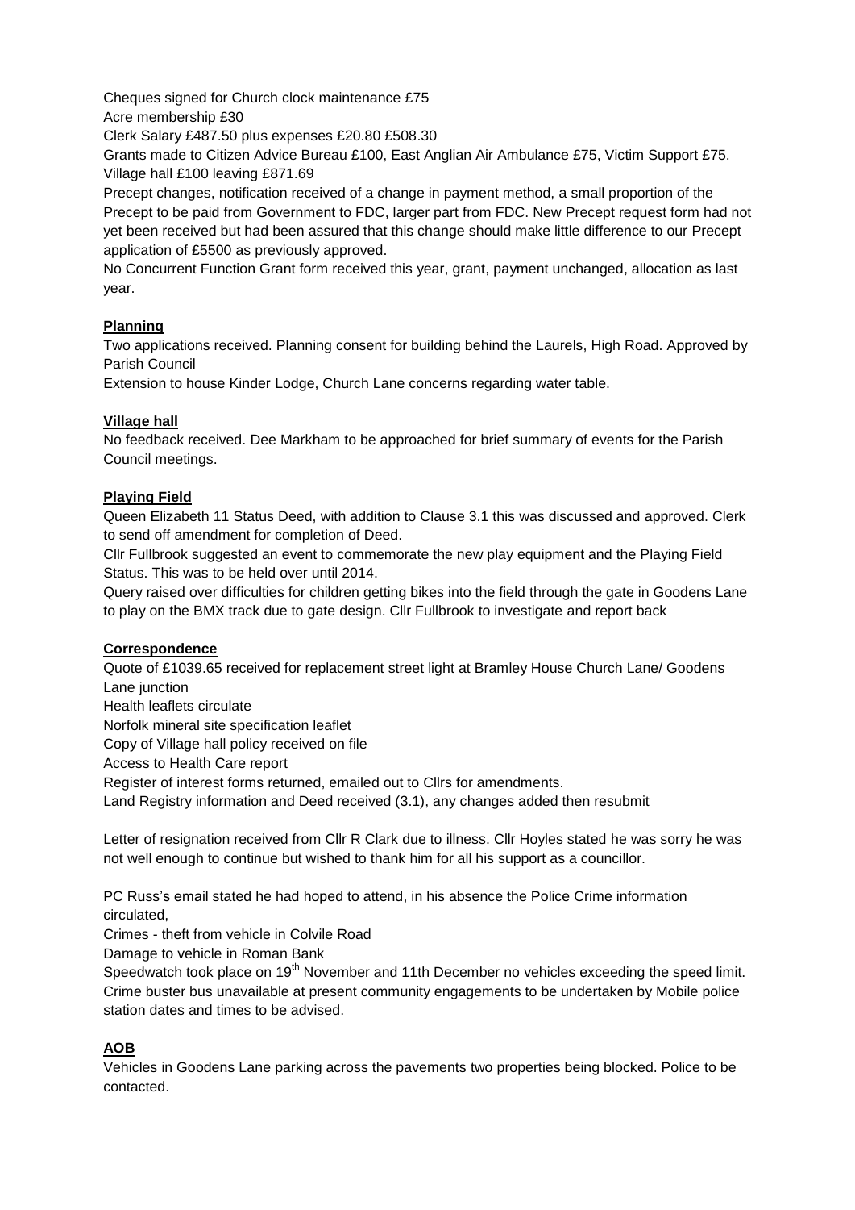Cheques signed for Church clock maintenance £75
Acre membership £30
Clerk Salary £487.50 plus expenses £20.80 £508.30
Grants made to Citizen Advice Bureau £100, East Anglian Air Ambulance £75, Victim Support £75.
Village hall £100 leaving £871.69
Precept changes, notification received of a change in payment method, a small proportion of the Precept to be paid from Government to FDC, larger part from FDC. New Precept request form had not yet been received but had been assured that this change should make little difference to our Precept application of £5500 as previously approved.
No Concurrent Function Grant form received this year, grant, payment unchanged, allocation as last year.

**Planning**

Two applications received. Planning consent for building behind the Laurels, High Road. Approved by Parish Council
Extension to house Kinder Lodge, Church Lane concerns regarding water table.

**Village hall**

No feedback received. Dee Markham to be approached for brief summary of events for the Parish Council meetings.

**Playing Field**

Queen Elizabeth 11 Status Deed, with addition to Clause 3.1 this was discussed and approved. Clerk to send off amendment for completion of Deed.
Cllr Fullbrook suggested an event to commemorate the new play equipment and the Playing Field Status. This was to be held over until 2014.
Query raised over difficulties for children getting bikes into the field through the gate in Goodens Lane to play on the BMX track due to gate design. Cllr Fullbrook to investigate and report back

**Correspondence**

Quote of £1039.65 received for replacement street light at Bramley House Church Lane/ Goodens Lane junction
Health leaflets circulate
Norfolk mineral site specification leaflet
Copy of Village hall policy received on file
Access to Health Care report
Register of interest forms returned, emailed out to Cllrs for amendments.
Land Registry information and Deed received (3.1), any changes added then resubmit

Letter of resignation received from Cllr R Clark due to illness. Cllr Hoyles stated he was sorry he was not well enough to continue but wished to thank him for all his support as a councillor.

PC Russ's email stated he had hoped to attend, in his absence the Police Crime information circulated,
Crimes - theft from vehicle in Colvile Road
Damage to vehicle in Roman Bank
Speedwatch took place on 19th November and 11th December no vehicles exceeding the speed limit.
Crime buster bus unavailable at present community engagements to be undertaken by Mobile police station dates and times to be advised.

**AOB**

Vehicles in Goodens Lane parking across the pavements two properties being blocked. Police to be contacted.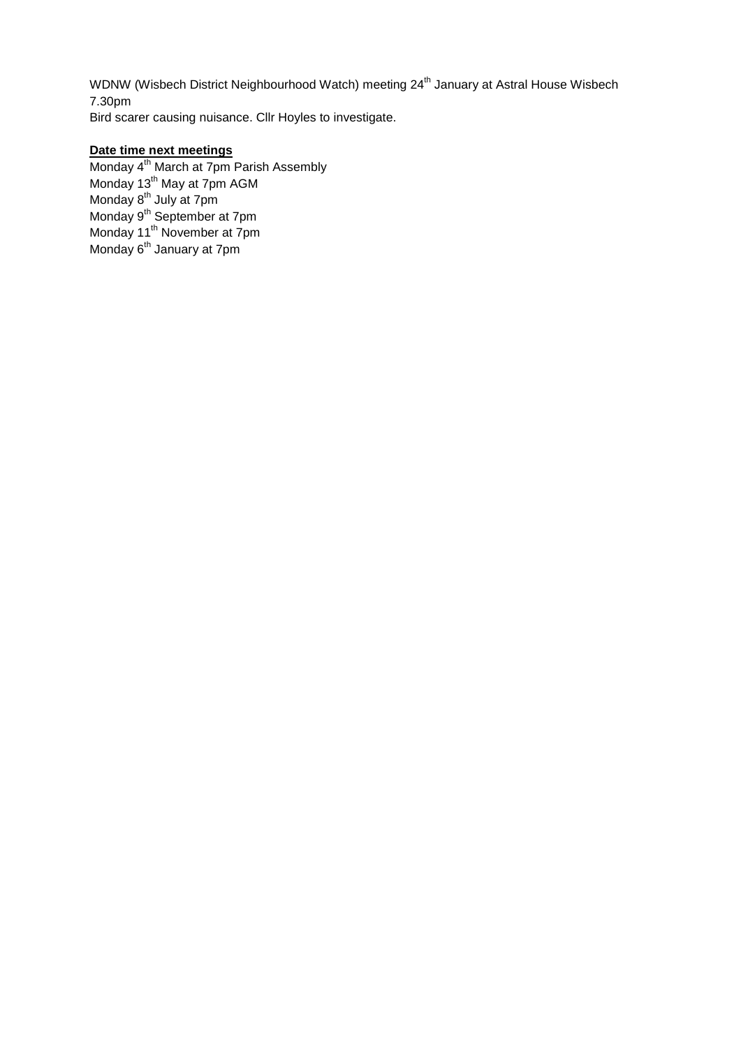WDNW (Wisbech District Neighbourhood Watch) meeting 24th January at Astral House Wisbech 7.30pm
Bird scarer causing nuisance. Cllr Hoyles to investigate.

**Date time next meetings**

Monday 4th March at 7pm Parish Assembly
Monday 13th May at 7pm AGM
Monday 8th July at 7pm
Monday 9th September at 7pm
Monday 11th November at 7pm
Monday 6th January at 7pm